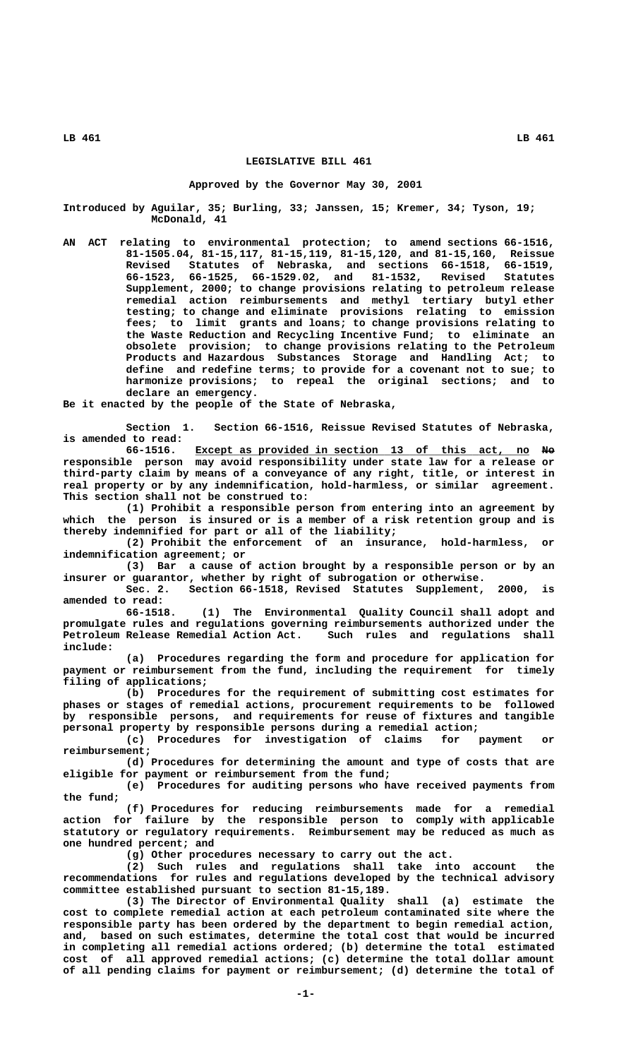# LEGISLATIVE BILL 461

Approved by the Governor May 30, 2001

Introduced by Aguilar, 35; Burling, 33; Janssen, 15; Kremer, 34; Tyson, 19; McDonald, 41

AN ACT relating to environmental protection; to amend sections 66-1516, 81-1505.04, 81-15,117, 81-15,119, 81-15,120, and 81-15,160, Reissue Revised Statutes of Nebraska, and sections 66-1518, 66-1519, 66-1523, 66-1525, 66-1529.02, and 81-1532, Revised Statutes Supplement, 2000; to change provisions relating to petroleum release remedial action reimbursements and methyl tertiary butyl ether testing; to change and eliminate provisions relating to emission fees; to limit grants and loans; to change provisions relating to the Waste Reduction and Recycling Incentive Fund; to eliminate an obsolete provision; to change provisions relating to the Petroleum Products and Hazardous Substances Storage and Handling Act; to define and redefine terms; to provide for a covenant not to sue; to harmonize provisions; to repeal the original sections; and to declare an emergency.

Be it enacted by the people of the State of Nebraska,

Section 1. Section 66-1516, Reissue Revised Statutes of Nebraska, is amended to read:

66-1516. Except as provided in section 13 of this act, no ~~No~~ responsible person may avoid responsibility under state law for a release or third-party claim by means of a conveyance of any right, title, or interest in real property or by any indemnification, hold-harmless, or similar agreement. This section shall not be construed to:

(1) Prohibit a responsible person from entering into an agreement by which the person is insured or is a member of a risk retention group and is thereby indemnified for part or all of the liability;

(2) Prohibit the enforcement of an insurance, hold-harmless, or indemnification agreement; or

(3) Bar a cause of action brought by a responsible person or by an insurer or guarantor, whether by right of subrogation or otherwise.

Sec. 2. Section 66-1518, Revised Statutes Supplement, 2000, is amended to read:

66-1518. (1) The Environmental Quality Council shall adopt and promulgate rules and regulations governing reimbursements authorized under the Petroleum Release Remedial Action Act. Such rules and regulations shall include:

(a) Procedures regarding the form and procedure for application for payment or reimbursement from the fund, including the requirement for timely filing of applications;

(b) Procedures for the requirement of submitting cost estimates for phases or stages of remedial actions, procurement requirements to be followed by responsible persons, and requirements for reuse of fixtures and tangible personal property by responsible persons during a remedial action;

(c) Procedures for investigation of claims for payment or reimbursement;

(d) Procedures for determining the amount and type of costs that are eligible for payment or reimbursement from the fund;

(e) Procedures for auditing persons who have received payments from the fund;

(f) Procedures for reducing reimbursements made for a remedial action for failure by the responsible person to comply with applicable statutory or regulatory requirements. Reimbursement may be reduced as much as one hundred percent; and

(g) Other procedures necessary to carry out the act.

(2) Such rules and regulations shall take into account the recommendations for rules and regulations developed by the technical advisory committee established pursuant to section 81-15,189.

(3) The Director of Environmental Quality shall (a) estimate the cost to complete remedial action at each petroleum contaminated site where the responsible party has been ordered by the department to begin remedial action, and, based on such estimates, determine the total cost that would be incurred in completing all remedial actions ordered; (b) determine the total estimated cost of all approved remedial actions; (c) determine the total dollar amount of all pending claims for payment or reimbursement; (d) determine the total of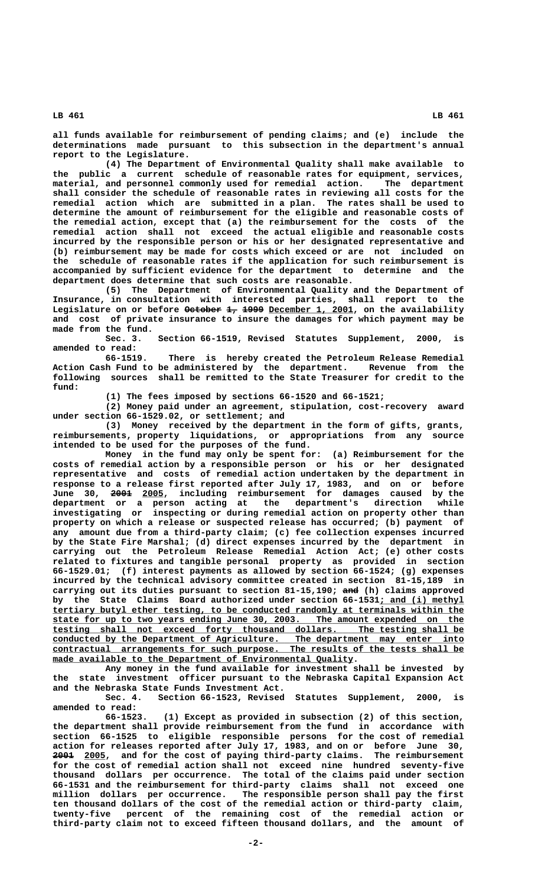all funds available for reimbursement of pending claims; and (e) include the determinations made pursuant to this subsection in the department's annual report to the Legislature.

(4) The Department of Environmental Quality shall make available to the public a current schedule of reasonable rates for equipment, services, material, and personnel commonly used for remedial action. The department shall consider the schedule of reasonable rates in reviewing all costs for the remedial action which are submitted in a plan. The rates shall be used to determine the amount of reimbursement for the eligible and reasonable costs of the remedial action, except that (a) the reimbursement for the costs of the remedial action shall not exceed the actual eligible and reasonable costs incurred by the responsible person or his or her designated representative and (b) reimbursement may be made for costs which exceed or are not included on the schedule of reasonable rates if the application for such reimbursement is accompanied by sufficient evidence for the department to determine and the department does determine that such costs are reasonable.

(5) The Department of Environmental Quality and the Department of Insurance, in consultation with interested parties, shall report to the Legislature on or before ~~October 1, 1999~~ December 1, 2001, on the availability and cost of private insurance to insure the damages for which payment may be made from the fund.

Sec. 3. Section 66-1519, Revised Statutes Supplement, 2000, is amended to read:

66-1519. There is hereby created the Petroleum Release Remedial Action Cash Fund to be administered by the department. Revenue from the following sources shall be remitted to the State Treasurer for credit to the fund:

(1) The fees imposed by sections 66-1520 and 66-1521;

(2) Money paid under an agreement, stipulation, cost-recovery award under section 66-1529.02, or settlement; and

(3) Money received by the department in the form of gifts, grants, reimbursements, property liquidations, or appropriations from any source intended to be used for the purposes of the fund.

Money in the fund may only be spent for: (a) Reimbursement for the costs of remedial action by a responsible person or his or her designated representative and costs of remedial action undertaken by the department in response to a release first reported after July 17, 1983, and on or before June 30, ~~2001~~ 2005, including reimbursement for damages caused by the department or a person acting at the department's direction while investigating or inspecting or during remedial action on property other than property on which a release or suspected release has occurred; (b) payment of any amount due from a third-party claim; (c) fee collection expenses incurred by the State Fire Marshal; (d) direct expenses incurred by the department in carrying out the Petroleum Release Remedial Action Act; (e) other costs related to fixtures and tangible personal property as provided in section 66-1529.01; (f) interest payments as allowed by section 66-1524; (g) expenses incurred by the technical advisory committee created in section 81-15,189 in carrying out its duties pursuant to section 81-15,190; ~~and~~ (h) claims approved by the State Claims Board authorized under section 66-1531; and (i) methyl tertiary butyl ether testing, to be conducted randomly at terminals within the state for up to two years ending June 30, 2003. The amount expended on the testing shall not exceed forty thousand dollars. The testing shall be conducted by the Department of Agriculture. The department may enter into contractual arrangements for such purpose. The results of the tests shall be made available to the Department of Environmental Quality.

Any money in the fund available for investment shall be invested by the state investment officer pursuant to the Nebraska Capital Expansion Act and the Nebraska State Funds Investment Act.

Sec. 4. Section 66-1523, Revised Statutes Supplement, 2000, is amended to read:

66-1523. (1) Except as provided in subsection (2) of this section, the department shall provide reimbursement from the fund in accordance with section 66-1525 to eligible responsible persons for the cost of remedial action for releases reported after July 17, 1983, and on or before June 30, ~~2001~~ 2005, and for the cost of paying third-party claims. The reimbursement for the cost of remedial action shall not exceed nine hundred seventy-five thousand dollars per occurrence. The total of the claims paid under section 66-1531 and the reimbursement for third-party claims shall not exceed one million dollars per occurrence. The responsible person shall pay the first ten thousand dollars of the cost of the remedial action or third-party claim, twenty-five percent of the remaining cost of the remedial action or third-party claim not to exceed fifteen thousand dollars, and the amount of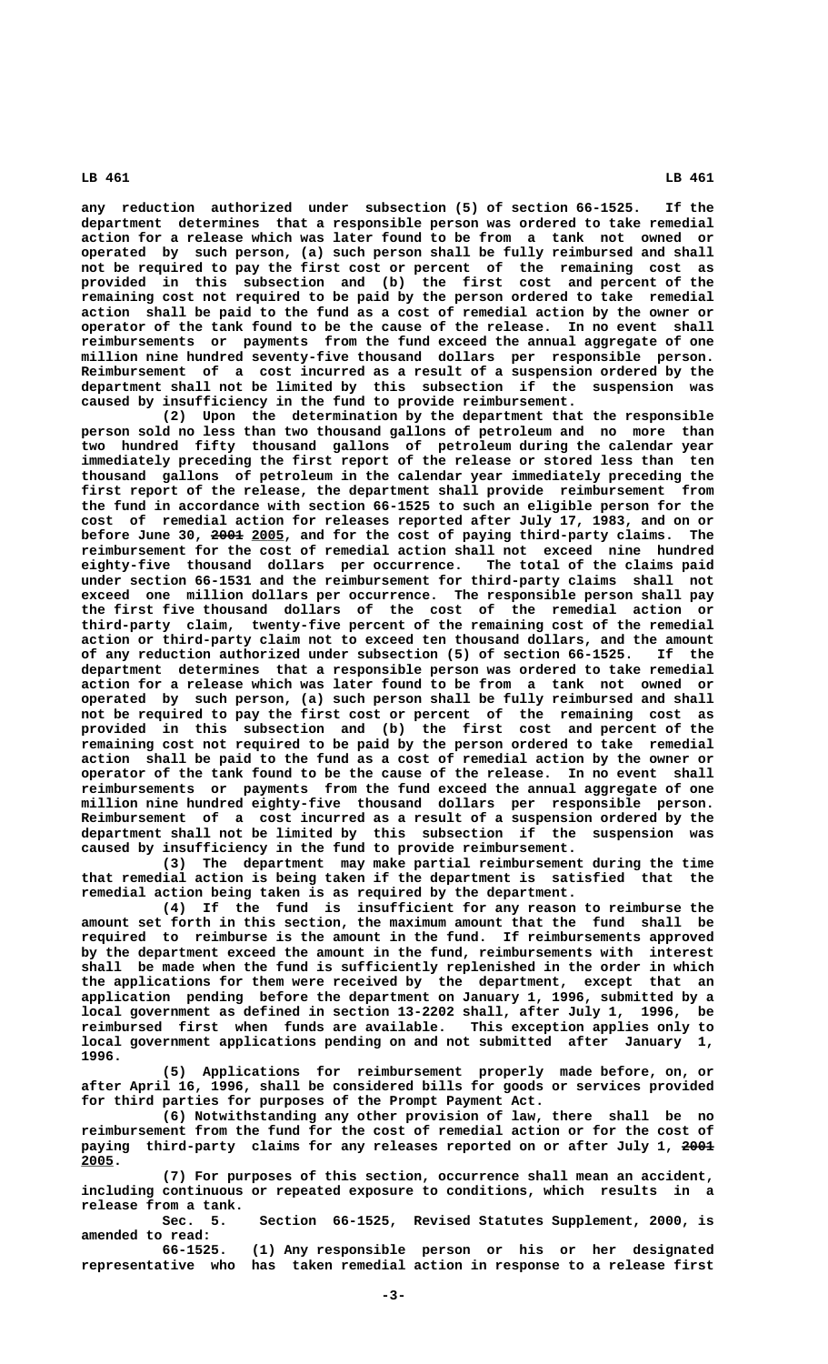any reduction authorized under subsection (5) of section 66-1525. If the department determines that a responsible person was ordered to take remedial action for a release which was later found to be from a tank not owned or operated by such person, (a) such person shall be fully reimbursed and shall not be required to pay the first cost or percent of the remaining cost as provided in this subsection and (b) the first cost and percent of the remaining cost not required to be paid by the person ordered to take remedial action shall be paid to the fund as a cost of remedial action by the owner or operator of the tank found to be the cause of the release. In no event shall reimbursements or payments from the fund exceed the annual aggregate of one million nine hundred seventy-five thousand dollars per responsible person. Reimbursement of a cost incurred as a result of a suspension ordered by the department shall not be limited by this subsection if the suspension was caused by insufficiency in the fund to provide reimbursement.

(2) Upon the determination by the department that the responsible person sold no less than two thousand gallons of petroleum and no more than two hundred fifty thousand gallons of petroleum during the calendar year immediately preceding the first report of the release or stored less than ten thousand gallons of petroleum in the calendar year immediately preceding the first report of the release, the department shall provide reimbursement from the fund in accordance with section 66-1525 to such an eligible person for the cost of remedial action for releases reported after July 17, 1983, and on or before June 30, ~~2001~~ 2005, and for the cost of paying third-party claims. The reimbursement for the cost of remedial action shall not exceed nine hundred eighty-five thousand dollars per occurrence. The total of the claims paid under section 66-1531 and the reimbursement for third-party claims shall not exceed one million dollars per occurrence. The responsible person shall pay the first five thousand dollars of the cost of the remedial action or third-party claim, twenty-five percent of the remaining cost of the remedial action or third-party claim not to exceed ten thousand dollars, and the amount of any reduction authorized under subsection (5) of section 66-1525. If the department determines that a responsible person was ordered to take remedial action for a release which was later found to be from a tank not owned or operated by such person, (a) such person shall be fully reimbursed and shall not be required to pay the first cost or percent of the remaining cost as provided in this subsection and (b) the first cost and percent of the remaining cost not required to be paid by the person ordered to take remedial action shall be paid to the fund as a cost of remedial action by the owner or operator of the tank found to be the cause of the release. In no event shall reimbursements or payments from the fund exceed the annual aggregate of one million nine hundred eighty-five thousand dollars per responsible person. Reimbursement of a cost incurred as a result of a suspension ordered by the department shall not be limited by this subsection if the suspension was caused by insufficiency in the fund to provide reimbursement.

(3) The department may make partial reimbursement during the time that remedial action is being taken if the department is satisfied that the remedial action being taken is as required by the department.

(4) If the fund is insufficient for any reason to reimburse the amount set forth in this section, the maximum amount that the fund shall be required to reimburse is the amount in the fund. If reimbursements approved by the department exceed the amount in the fund, reimbursements with interest shall be made when the fund is sufficiently replenished in the order in which the applications for them were received by the department, except that an application pending before the department on January 1, 1996, submitted by a local government as defined in section 13-2202 shall, after July 1, 1996, be reimbursed first when funds are available. This exception applies only to local government applications pending on and not submitted after January 1, 1996.

(5) Applications for reimbursement properly made before, on, or after April 16, 1996, shall be considered bills for goods or services provided for third parties for purposes of the Prompt Payment Act.

(6) Notwithstanding any other provision of law, there shall be no reimbursement from the fund for the cost of remedial action or for the cost of paying third-party claims for any releases reported on or after July 1, ~~2001~~ 2005.

(7) For purposes of this section, occurrence shall mean an accident, including continuous or repeated exposure to conditions, which results in a release from a tank.

Sec. 5. Section 66-1525, Revised Statutes Supplement, 2000, is amended to read:

66-1525. (1) Any responsible person or his or her designated representative who has taken remedial action in response to a release first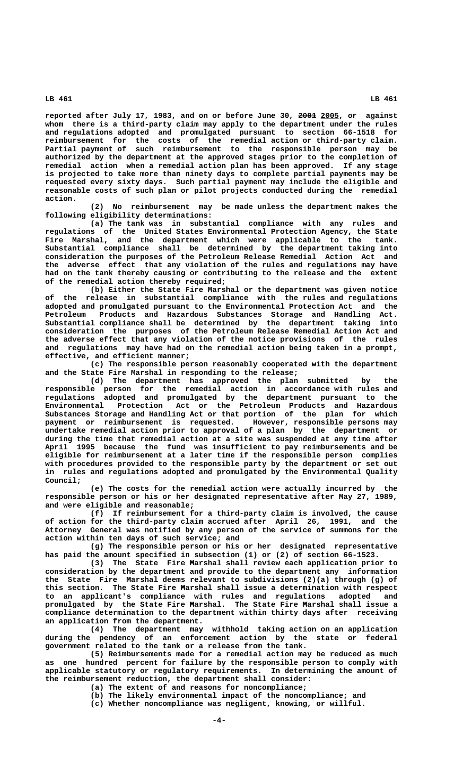reported after July 17, 1983, and on or before June 30, ~~2001~~ 2005, or against whom there is a third-party claim may apply to the department under the rules and regulations adopted and promulgated pursuant to section 66-1518 for reimbursement for the costs of the remedial action or third-party claim. Partial payment of such reimbursement to the responsible person may be authorized by the department at the approved stages prior to the completion of remedial action when a remedial action plan has been approved. If any stage is projected to take more than ninety days to complete partial payments may be requested every sixty days. Such partial payment may include the eligible and reasonable costs of such plan or pilot projects conducted during the remedial action.

(2) No reimbursement may be made unless the department makes the following eligibility determinations:

(a) The tank was in substantial compliance with any rules and regulations of the United States Environmental Protection Agency, the State Fire Marshal, and the department which were applicable to the tank. Substantial compliance shall be determined by the department taking into consideration the purposes of the Petroleum Release Remedial Action Act and the adverse effect that any violation of the rules and regulations may have had on the tank thereby causing or contributing to the release and the extent of the remedial action thereby required;

(b) Either the State Fire Marshal or the department was given notice of the release in substantial compliance with the rules and regulations adopted and promulgated pursuant to the Environmental Protection Act and the Petroleum Products and Hazardous Substances Storage and Handling Act. Substantial compliance shall be determined by the department taking into consideration the purposes of the Petroleum Release Remedial Action Act and the adverse effect that any violation of the notice provisions of the rules and regulations may have had on the remedial action being taken in a prompt, effective, and efficient manner;

(c) The responsible person reasonably cooperated with the department and the State Fire Marshal in responding to the release;

(d) The department has approved the plan submitted by the responsible person for the remedial action in accordance with rules and regulations adopted and promulgated by the department pursuant to the Environmental Protection Act or the Petroleum Products and Hazardous Substances Storage and Handling Act or that portion of the plan for which payment or reimbursement is requested. However, responsible persons may undertake remedial action prior to approval of a plan by the department or during the time that remedial action at a site was suspended at any time after April 1995 because the fund was insufficient to pay reimbursements and be eligible for reimbursement at a later time if the responsible person complies with procedures provided to the responsible party by the department or set out in rules and regulations adopted and promulgated by the Environmental Quality Council;

(e) The costs for the remedial action were actually incurred by the responsible person or his or her designated representative after May 27, 1989, and were eligible and reasonable;

(f) If reimbursement for a third-party claim is involved, the cause of action for the third-party claim accrued after April 26, 1991, and the Attorney General was notified by any person of the service of summons for the action within ten days of such service; and

(g) The responsible person or his or her designated representative has paid the amount specified in subsection (1) or (2) of section 66-1523.

(3) The State Fire Marshal shall review each application prior to consideration by the department and provide to the department any information the State Fire Marshal deems relevant to subdivisions (2)(a) through (g) of this section. The State Fire Marshal shall issue a determination with respect to an applicant's compliance with rules and regulations adopted and promulgated by the State Fire Marshal. The State Fire Marshal shall issue a compliance determination to the department within thirty days after receiving an application from the department.

(4) The department may withhold taking action on an application during the pendency of an enforcement action by the state or federal government related to the tank or a release from the tank.

(5) Reimbursements made for a remedial action may be reduced as much as one hundred percent for failure by the responsible person to comply with applicable statutory or regulatory requirements. In determining the amount of the reimbursement reduction, the department shall consider:

(a) The extent of and reasons for noncompliance;

(b) The likely environmental impact of the noncompliance; and

(c) Whether noncompliance was negligent, knowing, or willful.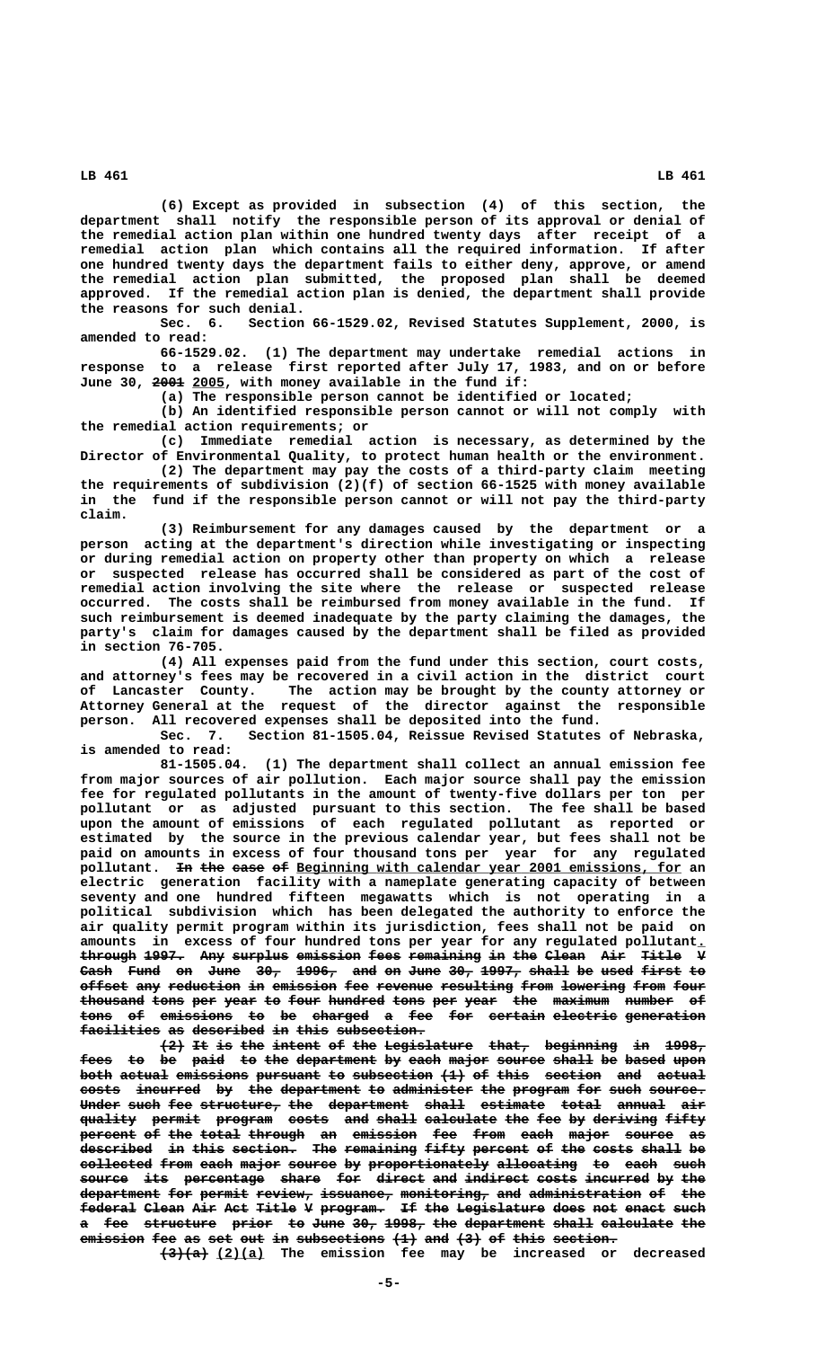(6) Except as provided in subsection (4) of this section, the department shall notify the responsible person of its approval or denial of the remedial action plan within one hundred twenty days after receipt of a remedial action plan which contains all the required information. If after one hundred twenty days the department fails to either deny, approve, or amend the remedial action plan submitted, the proposed plan shall be deemed approved. If the remedial action plan is denied, the department shall provide the reasons for such denial.

Sec. 6. Section 66-1529.02, Revised Statutes Supplement, 2000, is amended to read:

66-1529.02. (1) The department may undertake remedial actions in response to a release first reported after July 17, 1983, and on or before June 30, ~~2001~~ 2005, with money available in the fund if:

(a) The responsible person cannot be identified or located;

(b) An identified responsible person cannot or will not comply with the remedial action requirements; or

(c) Immediate remedial action is necessary, as determined by the Director of Environmental Quality, to protect human health or the environment.

(2) The department may pay the costs of a third-party claim meeting the requirements of subdivision (2)(f) of section 66-1525 with money available in the fund if the responsible person cannot or will not pay the third-party claim.

(3) Reimbursement for any damages caused by the department or a person acting at the department's direction while investigating or inspecting or during remedial action on property other than property on which a release or suspected release has occurred shall be considered as part of the cost of remedial action involving the site where the release or suspected release occurred. The costs shall be reimbursed from money available in the fund. If such reimbursement is deemed inadequate by the party claiming the damages, the party's claim for damages caused by the department shall be filed as provided in section 76-705.

(4) All expenses paid from the fund under this section, court costs, and attorney's fees may be recovered in a civil action in the district court of Lancaster County. The action may be brought by the county attorney or Attorney General at the request of the director against the responsible person. All recovered expenses shall be deposited into the fund.

Sec. 7. Section 81-1505.04, Reissue Revised Statutes of Nebraska, is amended to read:

81-1505.04. (1) The department shall collect an annual emission fee from major sources of air pollution. Each major source shall pay the emission fee for regulated pollutants in the amount of twenty-five dollars per ton per pollutant or as adjusted pursuant to this section. The fee shall be based upon the amount of emissions of each regulated pollutant as reported or estimated by the source in the previous calendar year, but fees shall not be paid on amounts in excess of four thousand tons per year for any regulated pollutant. ~~In the case of~~ Beginning with calendar year 2001 emissions, for an electric generation facility with a nameplate generating capacity of between seventy and one hundred fifteen megawatts which is not operating in a political subdivision which has been delegated the authority to enforce the air quality permit program within its jurisdiction, fees shall not be paid on amounts in excess of four hundred tons per year for any regulated pollutant. ~~through 1997. Any surplus emission fees remaining in the Clean Air Title V Cash Fund on June 30, 1996, and on June 30, 1997, shall be used first to offset any reduction in emission fee revenue resulting from lowering from four thousand tons per year to four hundred tons per year the maximum number of tons of emissions to be charged a fee for certain electric generation facilities as described in this subsection.~~

~~(2) It is the intent of the Legislature that, beginning in 1998, fees to be paid to the department by each major source shall be based upon both actual emissions pursuant to subsection (1) of this section and actual costs incurred by the department to administer the program for such source. Under such fee structure, the department shall estimate total annual air quality permit program costs and shall calculate the fee by deriving fifty percent of the total through an emission fee from each major source as described in this section. The remaining fifty percent of the costs shall be collected from each major source by proportionately allocating to each such source its percentage share for direct and indirect costs incurred by the department for permit review, issuance, monitoring, and administration of the federal Clean Air Act Title V program. If the Legislature does not enact such a fee structure prior to June 30, 1998, the department shall calculate the emission fee as set out in subsections (1) and (3) of this section.~~

~~(3)(a)~~ (2)(a) The emission fee may be increased or decreased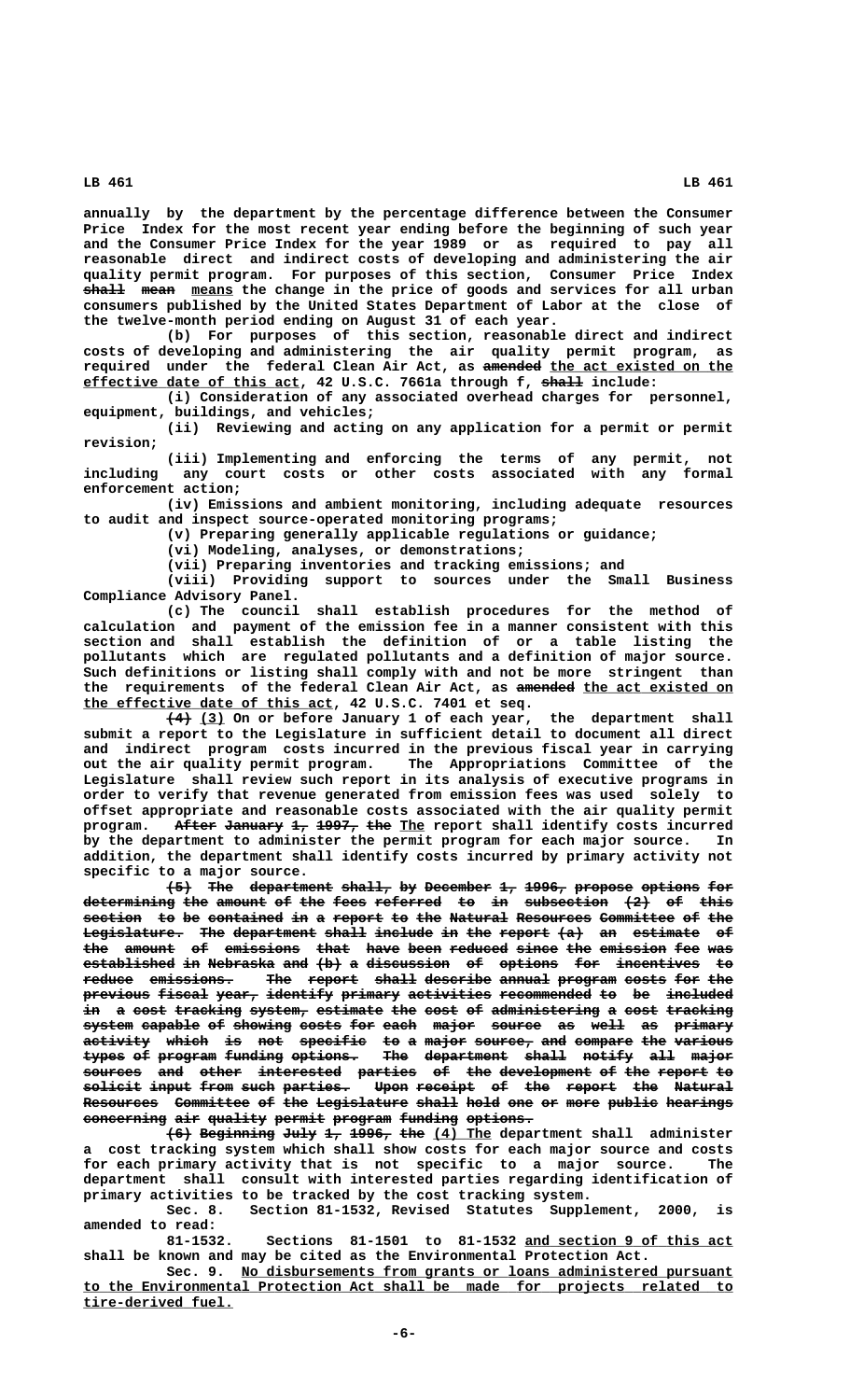annually by the department by the percentage difference between the Consumer Price Index for the most recent year ending before the beginning of such year and the Consumer Price Index for the year 1989 or as required to pay all reasonable direct and indirect costs of developing and administering the air quality permit program. For purposes of this section, Consumer Price Index ~~shall mean~~ means the change in the price of goods and services for all urban consumers published by the United States Department of Labor at the close of the twelve-month period ending on August 31 of each year.

(b) For purposes of this section, reasonable direct and indirect costs of developing and administering the air quality permit program, as required under the federal Clean Air Act, as ~~amended~~ the act existed on the effective date of this act, 42 U.S.C. 7661a through f, ~~shall~~ include:

(i) Consideration of any associated overhead charges for personnel, equipment, buildings, and vehicles;

(ii) Reviewing and acting on any application for a permit or permit revision;

(iii) Implementing and enforcing the terms of any permit, not including any court costs or other costs associated with any formal enforcement action;

(iv) Emissions and ambient monitoring, including adequate resources to audit and inspect source-operated monitoring programs;

(v) Preparing generally applicable regulations or guidance;

(vi) Modeling, analyses, or demonstrations;

(vii) Preparing inventories and tracking emissions; and

(viii) Providing support to sources under the Small Business Compliance Advisory Panel.

(c) The council shall establish procedures for the method of calculation and payment of the emission fee in a manner consistent with this section and shall establish the definition of or a table listing the pollutants which are regulated pollutants and a definition of major source. Such definitions or listing shall comply with and not be more stringent than the requirements of the federal Clean Air Act, as ~~amended~~ the act existed on the effective date of this act, 42 U.S.C. 7401 et seq.

~~(4)~~ (3) On or before January 1 of each year, the department shall submit a report to the Legislature in sufficient detail to document all direct and indirect program costs incurred in the previous fiscal year in carrying out the air quality permit program. The Appropriations Committee of the Legislature shall review such report in its analysis of executive programs in order to verify that revenue generated from emission fees was used solely to offset appropriate and reasonable costs associated with the air quality permit program. ~~After January 1, 1997, the~~ The report shall identify costs incurred by the department to administer the permit program for each major source. In addition, the department shall identify costs incurred by primary activity not specific to a major source.

~~(5) The department shall, by December 1, 1996, propose options for determining the amount of the fees referred to in subsection (2) of this section to be contained in a report to the Natural Resources Committee of the Legislature. The department shall include in the report (a) an estimate of the amount of emissions that have been reduced since the emission fee was established in Nebraska and (b) a discussion of options for incentives to reduce emissions. The report shall describe annual program costs for the previous fiscal year, identify primary activities recommended to be included in a cost tracking system, estimate the cost of administering a cost tracking system capable of showing costs for each major source as well as primary activity which is not specific to a major source, and compare the various types of program funding options. The department shall notify all major sources and other interested parties of the development of the report to solicit input from such parties. Upon receipt of the report the Natural Resources Committee of the Legislature shall hold one or more public hearings concerning air quality permit program funding options.~~

~~(6) Beginning July 1, 1996, the~~ (4) The department shall administer a cost tracking system which shall show costs for each major source and costs for each primary activity that is not specific to a major source. The department shall consult with interested parties regarding identification of primary activities to be tracked by the cost tracking system.

Sec. 8. Section 81-1532, Revised Statutes Supplement, 2000, is amended to read:

81-1532. Sections 81-1501 to 81-1532 and section 9 of this act shall be known and may be cited as the Environmental Protection Act.

Sec. 9. No disbursements from grants or loans administered pursuant to the Environmental Protection Act shall be made for projects related to tire-derived fuel.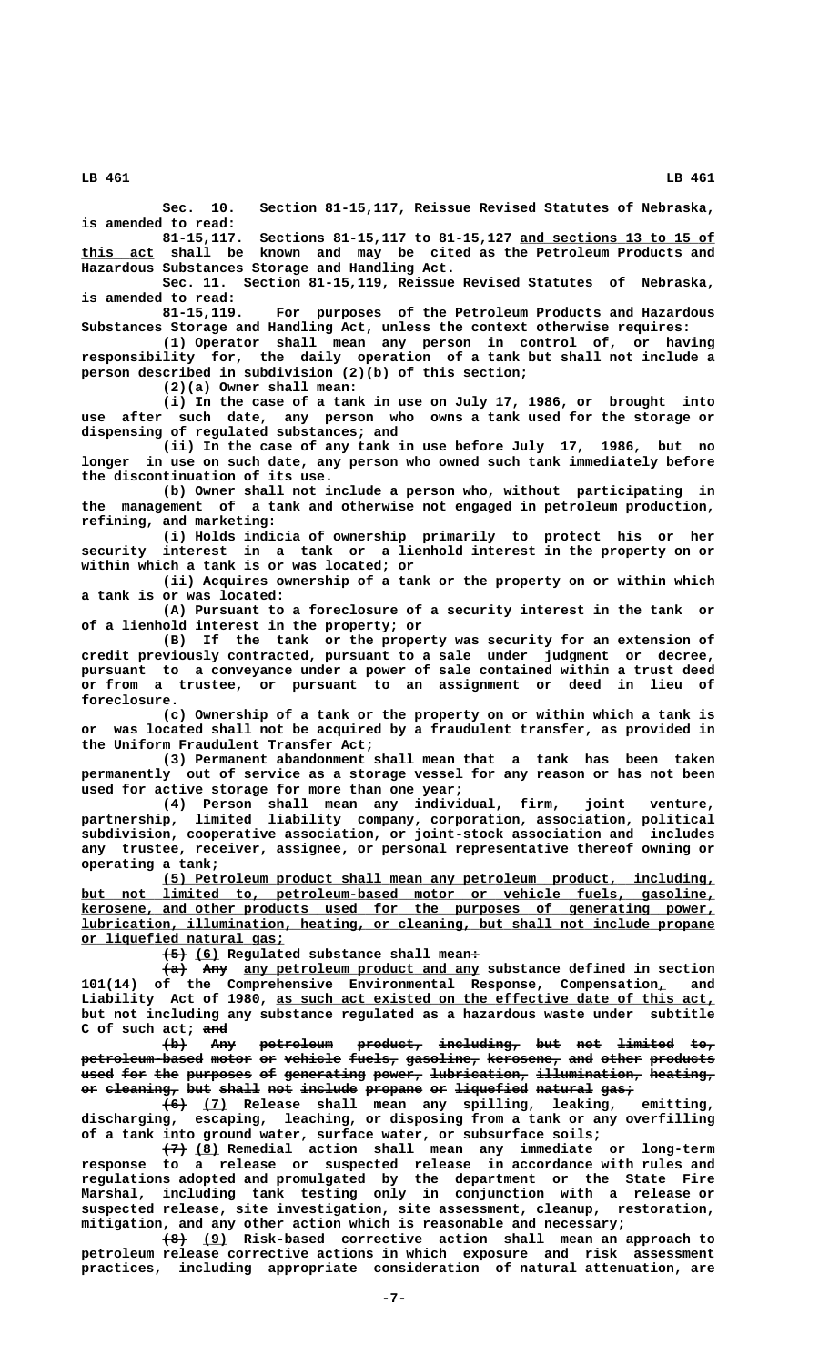Sec. 10. Section 81-15,117, Reissue Revised Statutes of Nebraska, is amended to read:

81-15,117. Sections 81-15,117 to 81-15,127 and sections 13 to 15 of this act shall be known and may be cited as the Petroleum Products and Hazardous Substances Storage and Handling Act.

Sec. 11. Section 81-15,119, Reissue Revised Statutes of Nebraska, is amended to read:

81-15,119. For purposes of the Petroleum Products and Hazardous Substances Storage and Handling Act, unless the context otherwise requires:

(1) Operator shall mean any person in control of, or having responsibility for, the daily operation of a tank but shall not include a person described in subdivision (2)(b) of this section;

(2)(a) Owner shall mean:

(i) In the case of a tank in use on July 17, 1986, or brought into use after such date, any person who owns a tank used for the storage or dispensing of regulated substances; and

(ii) In the case of any tank in use before July 17, 1986, but no longer in use on such date, any person who owned such tank immediately before the discontinuation of its use.

(b) Owner shall not include a person who, without participating in the management of a tank and otherwise not engaged in petroleum production, refining, and marketing:

(i) Holds indicia of ownership primarily to protect his or her security interest in a tank or a lienhold interest in the property on or within which a tank is or was located; or

(ii) Acquires ownership of a tank or the property on or within which a tank is or was located:

(A) Pursuant to a foreclosure of a security interest in the tank or of a lienhold interest in the property; or

(B) If the tank or the property was security for an extension of credit previously contracted, pursuant to a sale under judgment or decree, pursuant to a conveyance under a power of sale contained within a trust deed or from a trustee, or pursuant to an assignment or deed in lieu of foreclosure.

(c) Ownership of a tank or the property on or within which a tank is or was located shall not be acquired by a fraudulent transfer, as provided in the Uniform Fraudulent Transfer Act;

(3) Permanent abandonment shall mean that a tank has been taken permanently out of service as a storage vessel for any reason or has not been used for active storage for more than one year;

(4) Person shall mean any individual, firm, joint venture, partnership, limited liability company, corporation, association, political subdivision, cooperative association, or joint-stock association and includes any trustee, receiver, assignee, or personal representative thereof owning or operating a tank;

(5) Petroleum product shall mean any petroleum product, including, but not limited to, petroleum-based motor or vehicle fuels, gasoline, kerosene, and other products used for the purposes of generating power, lubrication, illumination, heating, or cleaning, but shall not include propane or liquefied natural gas;

~~(5)~~ (6) Regulated substance shall mean~~:~~

~~(a) Any~~ any petroleum product and any substance defined in section 101(14) of the Comprehensive Environmental Response, Compensation, and Liability Act of 1980, as such act existed on the effective date of this act, but not including any substance regulated as a hazardous waste under subtitle C of such act; ~~and~~

~~(b) Any petroleum product, including, but not limited to, petroleum-based motor or vehicle fuels, gasoline, kerosene, and other products used for the purposes of generating power, lubrication, illumination, heating, or cleaning, but shall not include propane or liquefied natural gas;~~

~~(6)~~ (7) Release shall mean any spilling, leaking, emitting, discharging, escaping, leaching, or disposing from a tank or any overfilling of a tank into ground water, surface water, or subsurface soils;

~~(7)~~ (8) Remedial action shall mean any immediate or long-term response to a release or suspected release in accordance with rules and regulations adopted and promulgated by the department or the State Fire Marshal, including tank testing only in conjunction with a release or suspected release, site investigation, site assessment, cleanup, restoration, mitigation, and any other action which is reasonable and necessary;

~~(8)~~ (9) Risk-based corrective action shall mean an approach to petroleum release corrective actions in which exposure and risk assessment practices, including appropriate consideration of natural attenuation, are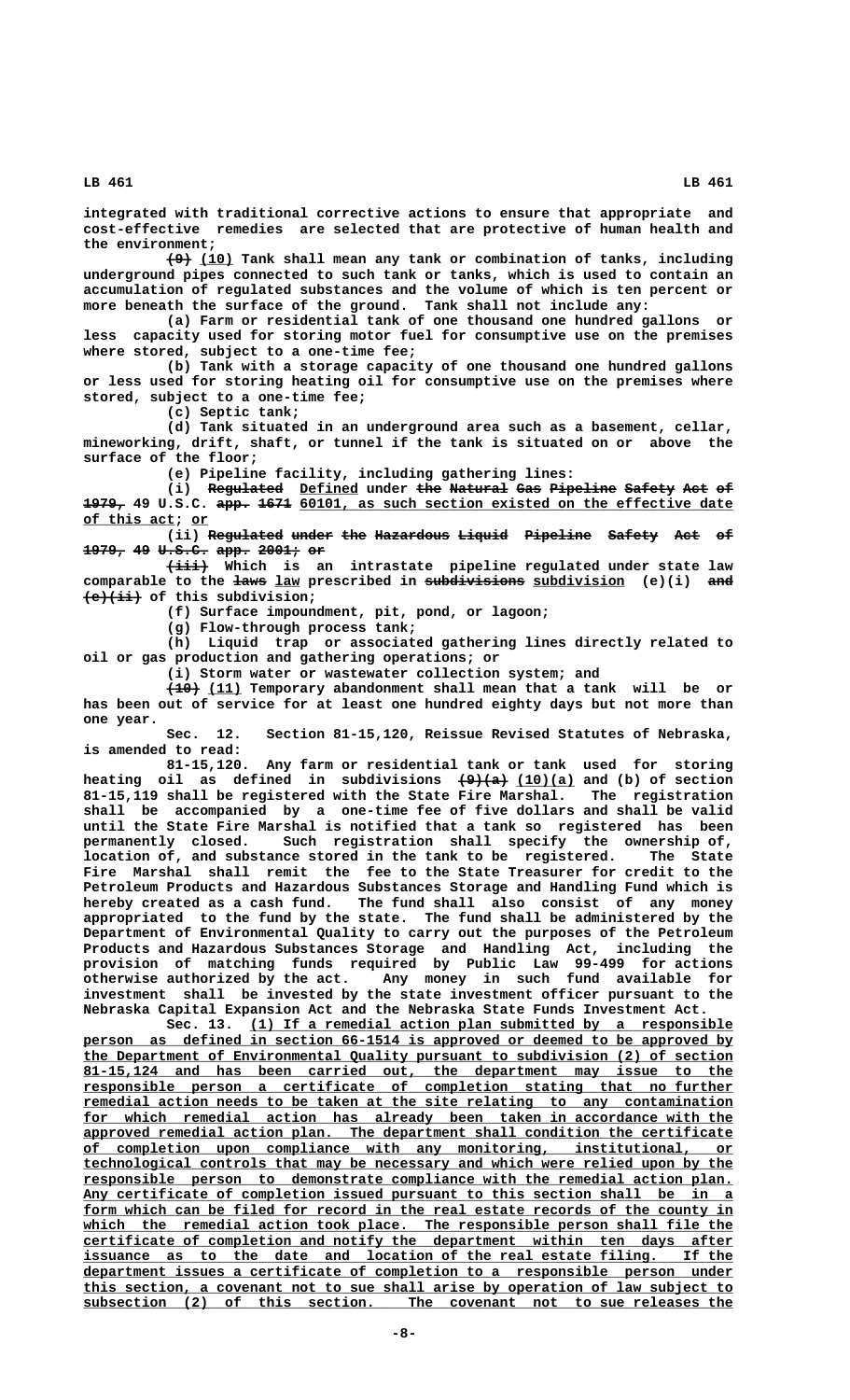integrated with traditional corrective actions to ensure that appropriate and cost-effective remedies are selected that are protective of human health and the environment;

~~(9)~~ (10) Tank shall mean any tank or combination of tanks, including underground pipes connected to such tank or tanks, which is used to contain an accumulation of regulated substances and the volume of which is ten percent or more beneath the surface of the ground. Tank shall not include any:

(a) Farm or residential tank of one thousand one hundred gallons or less capacity used for storing motor fuel for consumptive use on the premises where stored, subject to a one-time fee;

(b) Tank with a storage capacity of one thousand one hundred gallons or less used for storing heating oil for consumptive use on the premises where stored, subject to a one-time fee;

(c) Septic tank;

(d) Tank situated in an underground area such as a basement, cellar, mineworking, drift, shaft, or tunnel if the tank is situated on or above the surface of the floor;

(e) Pipeline facility, including gathering lines:

(i) ~~Regulated~~ Defined under ~~the Natural Gas Pipeline Safety Act of 1979,~~ 49 U.S.C. ~~app. 1671~~ 60101, as such section existed on the effective date of this act; or

(ii) ~~Regulated under the Hazardous Liquid Pipeline Safety Act of 1979, 49 U.S.C. app. 2001; or~~

~~(iii)~~ Which is an intrastate pipeline regulated under state law comparable to the ~~laws~~ law prescribed in ~~subdivisions~~ subdivision (e)(i) ~~and (e)(ii)~~ of this subdivision;

(f) Surface impoundment, pit, pond, or lagoon;

(g) Flow-through process tank;

(h) Liquid trap or associated gathering lines directly related to oil or gas production and gathering operations; or

(i) Storm water or wastewater collection system; and

~~(10)~~ (11) Temporary abandonment shall mean that a tank will be or has been out of service for at least one hundred eighty days but not more than one year.

Sec. 12. Section 81-15,120, Reissue Revised Statutes of Nebraska, is amended to read:

81-15,120. Any farm or residential tank or tank used for storing heating oil as defined in subdivisions ~~(9)(a)~~ (10)(a) and (b) of section 81-15,119 shall be registered with the State Fire Marshal. The registration shall be accompanied by a one-time fee of five dollars and shall be valid until the State Fire Marshal is notified that a tank so registered has been permanently closed. Such registration shall specify the ownership of, location of, and substance stored in the tank to be registered. The State Fire Marshal shall remit the fee to the State Treasurer for credit to the Petroleum Products and Hazardous Substances Storage and Handling Fund which is hereby created as a cash fund. The fund shall also consist of any money appropriated to the fund by the state. The fund shall be administered by the Department of Environmental Quality to carry out the purposes of the Petroleum Products and Hazardous Substances Storage and Handling Act, including the provision of matching funds required by Public Law 99-499 for actions otherwise authorized by the act. Any money in such fund available for investment shall be invested by the state investment officer pursuant to the Nebraska Capital Expansion Act and the Nebraska State Funds Investment Act.

Sec. 13. (1) If a remedial action plan submitted by a responsible person as defined in section 66-1514 is approved or deemed to be approved by the Department of Environmental Quality pursuant to subdivision (2) of section 81-15,124 and has been carried out, the department may issue to the responsible person a certificate of completion stating that no further remedial action needs to be taken at the site relating to any contamination for which remedial action has already been taken in accordance with the approved remedial action plan. The department shall condition the certificate of completion upon compliance with any monitoring, institutional, or technological controls that may be necessary and which were relied upon by the responsible person to demonstrate compliance with the remedial action plan. Any certificate of completion issued pursuant to this section shall be in a form which can be filed for record in the real estate records of the county in which the remedial action took place. The responsible person shall file the certificate of completion and notify the department within ten days after issuance as to the date and location of the real estate filing. If the department issues a certificate of completion to a responsible person under this section, a covenant not to sue shall arise by operation of law subject to subsection (2) of this section. The covenant not to sue releases the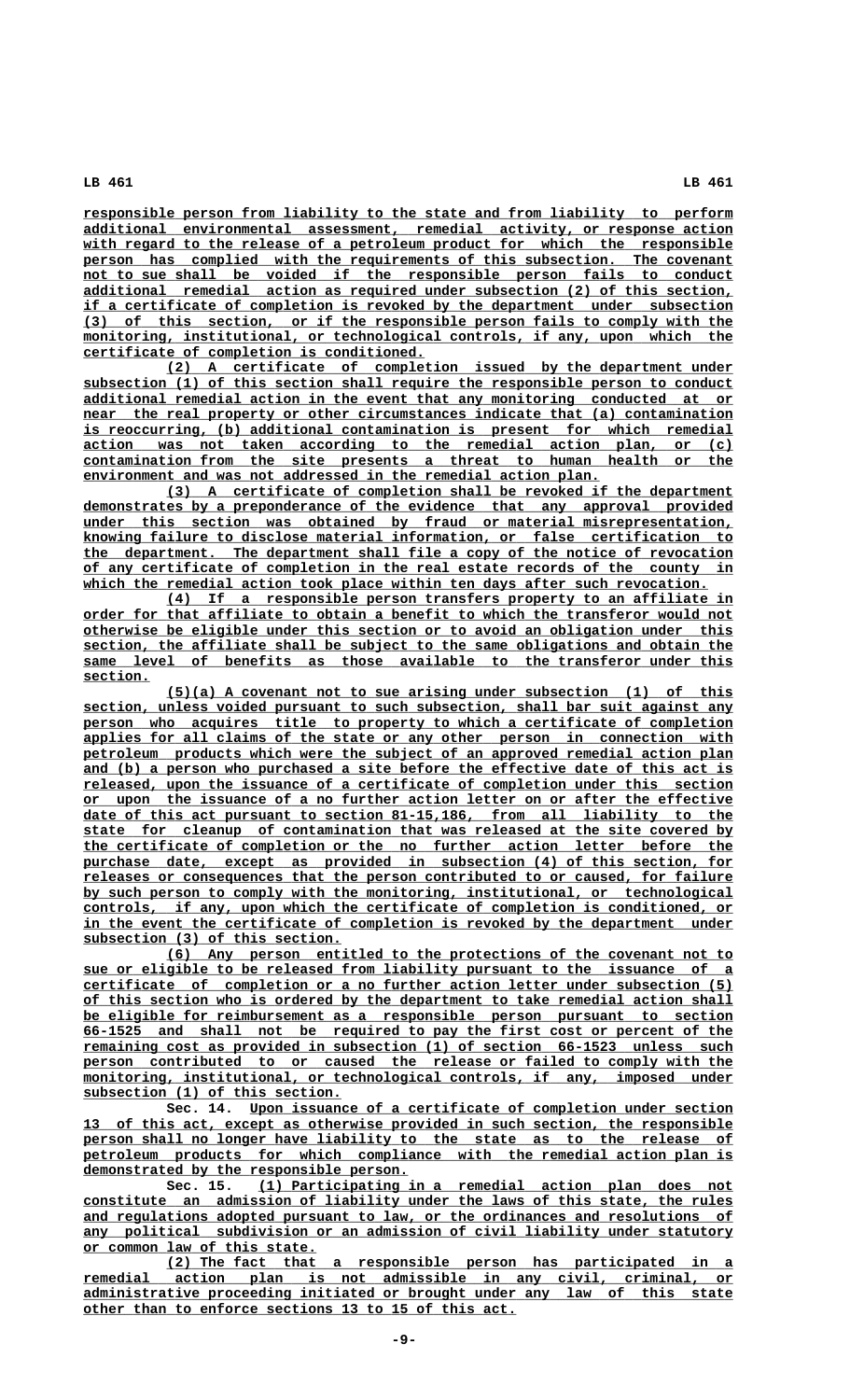responsible person from liability to the state and from liability to perform additional environmental assessment, remedial activity, or response action with regard to the release of a petroleum product for which the responsible person has complied with the requirements of this subsection. The covenant not to sue shall be voided if the responsible person fails to conduct additional remedial action as required under subsection (2) of this section, if a certificate of completion is revoked by the department under subsection (3) of this section, or if the responsible person fails to comply with the monitoring, institutional, or technological controls, if any, upon which the certificate of completion is conditioned.

(2) A certificate of completion issued by the department under subsection (1) of this section shall require the responsible person to conduct additional remedial action in the event that any monitoring conducted at or near the real property or other circumstances indicate that (a) contamination is reoccurring, (b) additional contamination is present for which remedial action was not taken according to the remedial action plan, or (c) contamination from the site presents a threat to human health or the environment and was not addressed in the remedial action plan.

(3) A certificate of completion shall be revoked if the department demonstrates by a preponderance of the evidence that any approval provided under this section was obtained by fraud or material misrepresentation, knowing failure to disclose material information, or false certification to the department. The department shall file a copy of the notice of revocation of any certificate of completion in the real estate records of the county in which the remedial action took place within ten days after such revocation.

(4) If a responsible person transfers property to an affiliate in order for that affiliate to obtain a benefit to which the transferor would not otherwise be eligible under this section or to avoid an obligation under this section, the affiliate shall be subject to the same obligations and obtain the same level of benefits as those available to the transferor under this section.

(5)(a) A covenant not to sue arising under subsection (1) of this section, unless voided pursuant to such subsection, shall bar suit against any person who acquires title to property to which a certificate of completion applies for all claims of the state or any other person in connection with petroleum products which were the subject of an approved remedial action plan and (b) a person who purchased a site before the effective date of this act is released, upon the issuance of a certificate of completion under this section or upon the issuance of a no further action letter on or after the effective date of this act pursuant to section 81-15,186, from all liability to the state for cleanup of contamination that was released at the site covered by the certificate of completion or the no further action letter before the purchase date, except as provided in subsection (4) of this section, for releases or consequences that the person contributed to or caused, for failure by such person to comply with the monitoring, institutional, or technological controls, if any, upon which the certificate of completion is conditioned, or in the event the certificate of completion is revoked by the department under subsection (3) of this section.

(6) Any person entitled to the protections of the covenant not to sue or eligible to be released from liability pursuant to the issuance of a certificate of completion or a no further action letter under subsection (5) of this section who is ordered by the department to take remedial action shall be eligible for reimbursement as a responsible person pursuant to section 66-1525 and shall not be required to pay the first cost or percent of the remaining cost as provided in subsection (1) of section 66-1523 unless such person contributed to or caused the release or failed to comply with the monitoring, institutional, or technological controls, if any, imposed under subsection (1) of this section.

Sec. 14. Upon issuance of a certificate of completion under section 13 of this act, except as otherwise provided in such section, the responsible person shall no longer have liability to the state as to the release of petroleum products for which compliance with the remedial action plan is demonstrated by the responsible person.

Sec. 15. (1) Participating in a remedial action plan does not constitute an admission of liability under the laws of this state, the rules and regulations adopted pursuant to law, or the ordinances and resolutions of any political subdivision or an admission of civil liability under statutory or common law of this state.

(2) The fact that a responsible person has participated in a remedial action plan is not admissible in any civil, criminal, or administrative proceeding initiated or brought under any law of this state other than to enforce sections 13 to 15 of this act.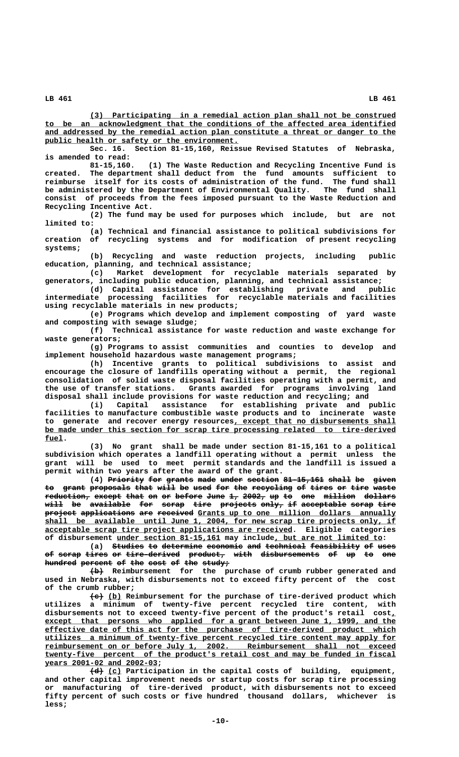(3) Participating in a remedial action plan shall not be construed to be an acknowledgment that the conditions of the affected area identified and addressed by the remedial action plan constitute a threat or danger to the public health or safety or the environment.

Sec. 16. Section 81-15,160, Reissue Revised Statutes of Nebraska, is amended to read:

81-15,160. (1) The Waste Reduction and Recycling Incentive Fund is created. The department shall deduct from the fund amounts sufficient to reimburse itself for its costs of administration of the fund. The fund shall be administered by the Department of Environmental Quality. The fund shall consist of proceeds from the fees imposed pursuant to the Waste Reduction and Recycling Incentive Act.

(2) The fund may be used for purposes which include, but are not limited to:

(a) Technical and financial assistance to political subdivisions for creation of recycling systems and for modification of present recycling systems;

(b) Recycling and waste reduction projects, including public education, planning, and technical assistance;

(c) Market development for recyclable materials separated by generators, including public education, planning, and technical assistance;

(d) Capital assistance for establishing private and public intermediate processing facilities for recyclable materials and facilities using recyclable materials in new products;

(e) Programs which develop and implement composting of yard waste and composting with sewage sludge;

(f) Technical assistance for waste reduction and waste exchange for waste generators;

(g) Programs to assist communities and counties to develop and implement household hazardous waste management programs;

(h) Incentive grants to political subdivisions to assist and encourage the closure of landfills operating without a permit, the regional consolidation of solid waste disposal facilities operating with a permit, and the use of transfer stations. Grants awarded for programs involving land disposal shall include provisions for waste reduction and recycling; and

(i) Capital assistance for establishing private and public facilities to manufacture combustible waste products and to incinerate waste to generate and recover energy resources, except that no disbursements shall be made under this section for scrap tire processing related to tire-derived fuel.

(3) No grant shall be made under section 81-15,161 to a political subdivision which operates a landfill operating without a permit unless the grant will be used to meet permit standards and the landfill is issued a permit within two years after the award of the grant.

(4) ~~Priority for grants made under section 81-15,161 shall be given to grant proposals that will be used for the recycling of tires or tire waste reduction, except that on or before June 1, 2002, up to one million dollars will be available for scrap tire projects only, if acceptable scrap tire project applications are received~~ Grants up to one million dollars annually shall be available until June 1, 2004, for new scrap tire projects only, if acceptable scrap tire project applications are received. Eligible categories of disbursement under section 81-15,161 may include, but are not limited to:

(a) ~~Studies to determine economic and technical feasibility of uses of scrap tires or tire-derived product, with disbursements of up to one hundred percent of the cost of the study;~~

~~(b)~~ Reimbursement for the purchase of crumb rubber generated and used in Nebraska, with disbursements not to exceed fifty percent of the cost of the crumb rubber;

~~(c)~~ (b) Reimbursement for the purchase of tire-derived product which utilizes a minimum of twenty-five percent recycled tire content, with disbursements not to exceed twenty-five percent of the product's retail cost, except that persons who applied for a grant between June 1, 1999, and the effective date of this act for the purchase of tire-derived product which utilizes a minimum of twenty-five percent recycled tire content may apply for reimbursement on or before July 1, 2002. Reimbursement shall not exceed twenty-five percent of the product's retail cost and may be funded in fiscal years 2001-02 and 2002-03;

~~(d)~~ (c) Participation in the capital costs of building, equipment, and other capital improvement needs or startup costs for scrap tire processing or manufacturing of tire-derived product, with disbursements not to exceed fifty percent of such costs or five hundred thousand dollars, whichever is less;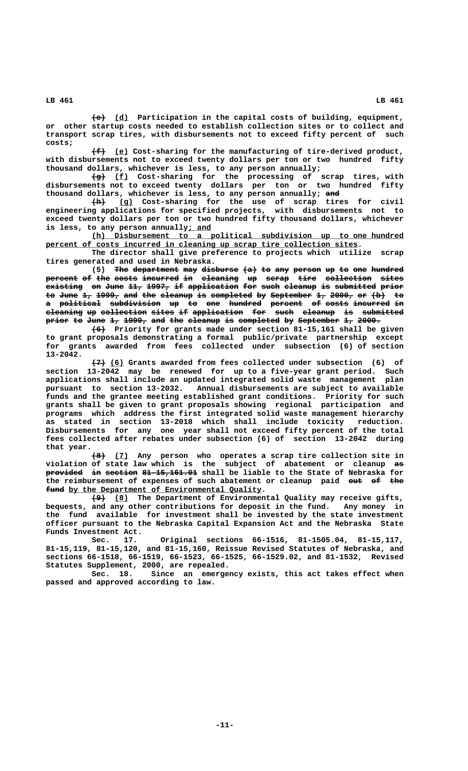(e) (d) Participation in the capital costs of building, equipment, or other startup costs needed to establish collection sites or to collect and transport scrap tires, with disbursements not to exceed fifty percent of such costs;

(f) (e) Cost-sharing for the manufacturing of tire-derived product, with disbursements not to exceed twenty dollars per ton or two hundred fifty thousand dollars, whichever is less, to any person annually;

(g) (f) Cost-sharing for the processing of scrap tires, with disbursements not to exceed twenty dollars per ton or two hundred fifty thousand dollars, whichever is less, to any person annually; and

(h) (g) Cost-sharing for the use of scrap tires for civil engineering applications for specified projects, with disbursements not to exceed twenty dollars per ton or two hundred fifty thousand dollars, whichever is less, to any person annually; and

(h) Disbursement to a political subdivision up to one hundred percent of costs incurred in cleaning up scrap tire collection sites.

The director shall give preference to projects which utilize scrap tires generated and used in Nebraska.

(5) The department may disburse (a) to any person up to one hundred percent of the costs incurred in cleaning up scrap tire collection sites existing on June 11, 1997, if application for such cleanup is submitted prior to June 1, 1999, and the cleanup is completed by September 1, 2000, or (b) to a political subdivision up to one hundred percent of costs incurred in cleaning up collection sites if application for such cleanup is submitted prior to June 1, 1999, and the cleanup is completed by September 1, 2000.

(6) Priority for grants made under section 81-15,161 shall be given to grant proposals demonstrating a formal public/private partnership except for grants awarded from fees collected under subsection (6) of section 13-2042.

(7) (6) Grants awarded from fees collected under subsection (6) of section 13-2042 may be renewed for up to a five-year grant period. Such applications shall include an updated integrated solid waste management plan pursuant to section 13-2032. Annual disbursements are subject to available funds and the grantee meeting established grant conditions. Priority for such grants shall be given to grant proposals showing regional participation and programs which address the first integrated solid waste management hierarchy as stated in section 13-2018 which shall include toxicity reduction. Disbursements for any one year shall not exceed fifty percent of the total fees collected after rebates under subsection (6) of section 13-2042 during that year.

(8) (7) Any person who operates a scrap tire collection site in violation of state law which is the subject of abatement or cleanup as provided in section 81-15,161.01 shall be liable to the State of Nebraska for the reimbursement of expenses of such abatement or cleanup paid out of the fund by the Department of Environmental Quality.

(9) (8) The Department of Environmental Quality may receive gifts, bequests, and any other contributions for deposit in the fund. Any money in the fund available for investment shall be invested by the state investment officer pursuant to the Nebraska Capital Expansion Act and the Nebraska State Funds Investment Act.

Sec. 17. Original sections 66-1516, 81-1505.04, 81-15,117, 81-15,119, 81-15,120, and 81-15,160, Reissue Revised Statutes of Nebraska, and sections 66-1518, 66-1519, 66-1523, 66-1525, 66-1529.02, and 81-1532, Revised Statutes Supplement, 2000, are repealed.

Sec. 18. Since an emergency exists, this act takes effect when passed and approved according to law.